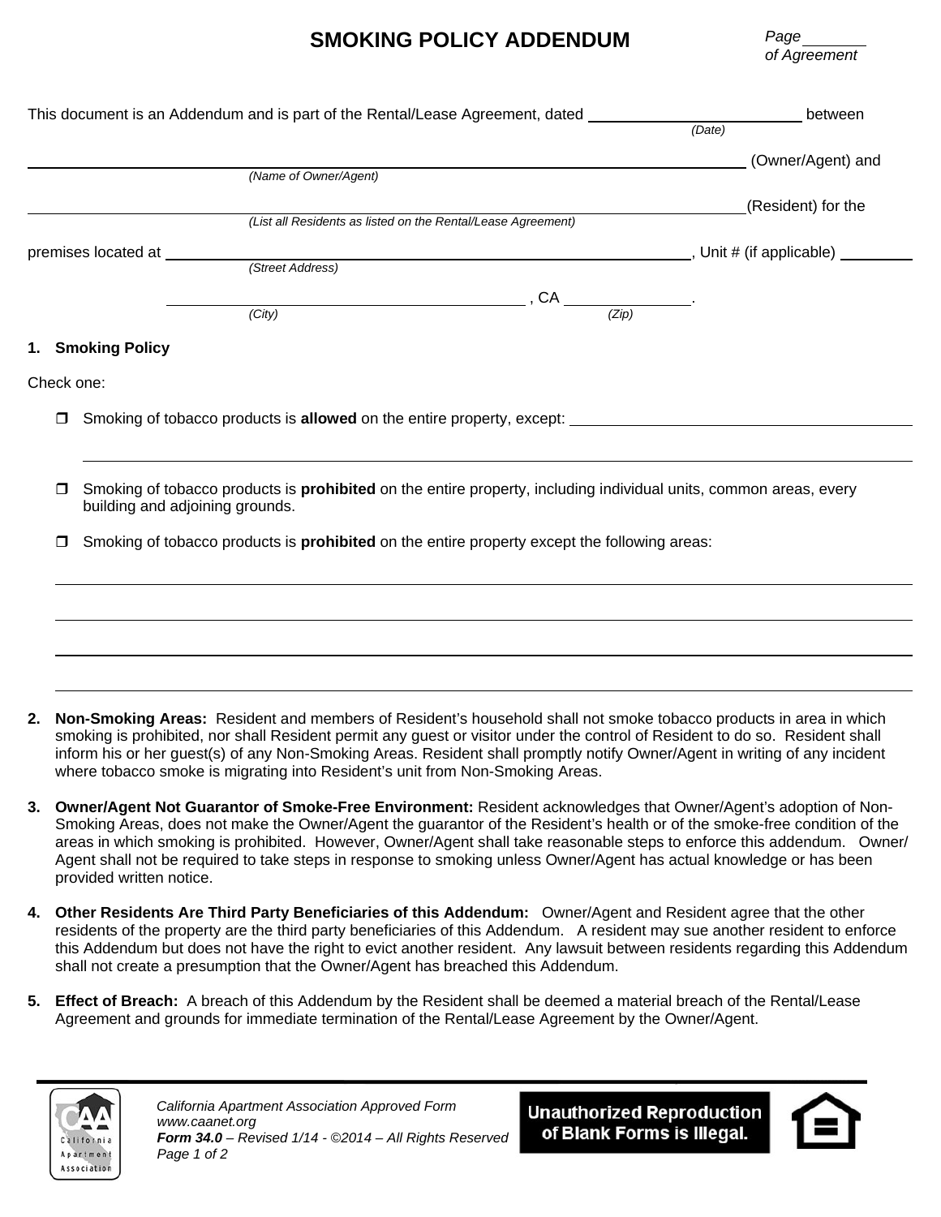# SMOKING POLICY ADDENDUM

*Page \_\_\_\_\_\_\_ of Agreement*

This document is an Addendum and is part of the Rental/Lease Agreement, dated \_\_\_\_\_\_\_\_\_\_\_\_\_\_\_\_\_\_\_\_\_\_\_\_\_ *(Date)* between

\_\_\_\_\_\_\_\_\_\_\_\_\_\_\_\_\_\_\_\_\_\_\_\_\_\_\_\_\_\_\_\_\_\_\_\_\_\_\_\_\_\_\_\_\_\_\_\_\_\_\_\_\_\_\_\_\_\_\_\_ (Owner/Agent) and
*(Name of Owner/Agent)*

\_\_\_\_\_\_\_\_\_\_\_\_\_\_\_\_\_\_\_\_\_\_\_\_\_\_\_\_\_\_\_\_\_\_\_\_\_\_\_\_\_\_\_\_\_\_\_\_\_\_\_\_\_\_\_\_\_\_\_\_ (Resident) for the
*(List all Residents as listed on the Rental/Lease Agreement)*

premises located at \_\_\_\_\_\_\_\_\_\_\_\_\_\_\_\_\_\_\_\_\_\_\_\_\_\_\_\_\_\_\_\_\_\_\_\_\_\_\_\_\_\_\_\_, Unit # (if applicable) \_\_\_\_\_\_\_\_\_
*(Street Address)*

\_\_\_\_\_\_\_\_\_\_\_\_\_\_\_\_\_\_\_\_\_\_\_\_\_\_\_\_\_\_\_\_\_\_, CA \_\_\_\_\_\_\_\_\_\_\_\_\_\_\_.
*(City)* *(Zip)*

**1. Smoking Policy**

Check one:

- ❒ Smoking of tobacco products is **allowed** on the entire property, except: \_\_\_\_\_\_\_\_\_\_\_\_\_\_\_\_\_\_\_\_\_\_\_\_\_\_\_\_\_\_\_\_\_\_\_\_\_\_\_\_\_\_\_\_

  \_\_\_\_\_\_\_\_\_\_\_\_\_\_\_\_\_\_\_\_\_\_\_\_\_\_\_\_\_\_\_\_\_\_\_\_\_\_\_\_\_\_\_\_\_\_\_\_\_\_\_\_\_\_\_\_\_\_\_\_\_\_\_\_\_\_\_\_\_\_\_\_\_\_\_\_\_\_

- ❒ Smoking of tobacco products is **prohibited** on the entire property, including individual units, common areas, every building and adjoining grounds.

- ❒ Smoking of tobacco products is **prohibited** on the entire property except the following areas:

  \_\_\_\_\_\_\_\_\_\_\_\_\_\_\_\_\_\_\_\_\_\_\_\_\_\_\_\_\_\_\_\_\_\_\_\_\_\_\_\_\_\_\_\_\_\_\_\_\_\_\_\_\_\_\_\_\_\_\_\_\_\_\_\_\_\_\_\_\_\_\_\_\_\_\_\_\_\_

  \_\_\_\_\_\_\_\_\_\_\_\_\_\_\_\_\_\_\_\_\_\_\_\_\_\_\_\_\_\_\_\_\_\_\_\_\_\_\_\_\_\_\_\_\_\_\_\_\_\_\_\_\_\_\_\_\_\_\_\_\_\_\_\_\_\_\_\_\_\_\_\_\_\_\_\_\_\_

  \_\_\_\_\_\_\_\_\_\_\_\_\_\_\_\_\_\_\_\_\_\_\_\_\_\_\_\_\_\_\_\_\_\_\_\_\_\_\_\_\_\_\_\_\_\_\_\_\_\_\_\_\_\_\_\_\_\_\_\_\_\_\_\_\_\_\_\_\_\_\_\_\_\_\_\_\_\_

  \_\_\_\_\_\_\_\_\_\_\_\_\_\_\_\_\_\_\_\_\_\_\_\_\_\_\_\_\_\_\_\_\_\_\_\_\_\_\_\_\_\_\_\_\_\_\_\_\_\_\_\_\_\_\_\_\_\_\_\_\_\_\_\_\_\_\_\_\_\_\_\_\_\_\_\_\_\_

**2. Non-Smoking Areas:** Resident and members of Resident's household shall not smoke tobacco products in area in which smoking is prohibited, nor shall Resident permit any guest or visitor under the control of Resident to do so. Resident shall inform his or her guest(s) of any Non-Smoking Areas. Resident shall promptly notify Owner/Agent in writing of any incident where tobacco smoke is migrating into Resident's unit from Non-Smoking Areas.

**3. Owner/Agent Not Guarantor of Smoke-Free Environment:** Resident acknowledges that Owner/Agent's adoption of Non-Smoking Areas, does not make the Owner/Agent the guarantor of the Resident's health or of the smoke-free condition of the areas in which smoking is prohibited. However, Owner/Agent shall take reasonable steps to enforce this addendum. Owner/Agent shall not be required to take steps in response to smoking unless Owner/Agent has actual knowledge or has been provided written notice.

**4. Other Residents Are Third Party Beneficiaries of this Addendum:** Owner/Agent and Resident agree that the other residents of the property are the third party beneficiaries of this Addendum. A resident may sue another resident to enforce this Addendum but does not have the right to evict another resident. Any lawsuit between residents regarding this Addendum shall not create a presumption that the Owner/Agent has breached this Addendum.

**5. Effect of Breach:** A breach of this Addendum by the Resident shall be deemed a material breach of the Rental/Lease Agreement and grounds for immediate termination of the Rental/Lease Agreement by the Owner/Agent.

*California Apartment Association Approved Form*
*www.caanet.org*
***Form 34.0** – Revised 1/14 - ©2014 – All Rights Reserved*

**Unauthorized Reproduction of Blank Forms is Illegal.**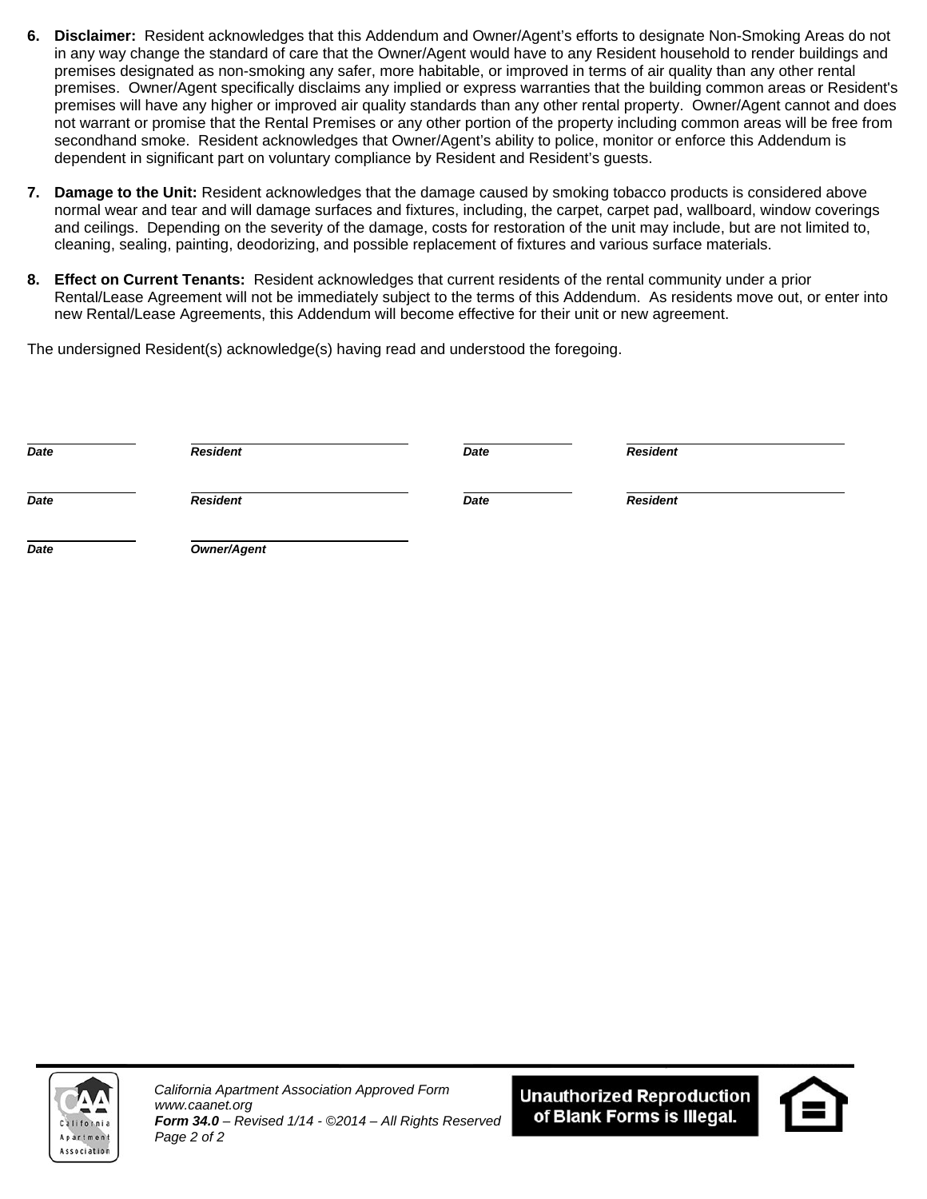6. **Disclaimer:** Resident acknowledges that this Addendum and Owner/Agent's efforts to designate Non-Smoking Areas do not in any way change the standard of care that the Owner/Agent would have to any Resident household to render buildings and premises designated as non-smoking any safer, more habitable, or improved in terms of air quality than any other rental premises. Owner/Agent specifically disclaims any implied or express warranties that the building common areas or Resident's premises will have any higher or improved air quality standards than any other rental property. Owner/Agent cannot and does not warrant or promise that the Rental Premises or any other portion of the property including common areas will be free from secondhand smoke. Resident acknowledges that Owner/Agent's ability to police, monitor or enforce this Addendum is dependent in significant part on voluntary compliance by Resident and Resident's guests.

7. **Damage to the Unit:** Resident acknowledges that the damage caused by smoking tobacco products is considered above normal wear and tear and will damage surfaces and fixtures, including, the carpet, carpet pad, wallboard, window coverings and ceilings. Depending on the severity of the damage, costs for restoration of the unit may include, but are not limited to, cleaning, sealing, painting, deodorizing, and possible replacement of fixtures and various surface materials.

8. **Effect on Current Tenants:** Resident acknowledges that current residents of the rental community under a prior Rental/Lease Agreement will not be immediately subject to the terms of this Addendum. As residents move out, or enter into new Rental/Lease Agreements, this Addendum will become effective for their unit or new agreement.

The undersigned Resident(s) acknowledge(s) having read and understood the foregoing.

| | | | |
|---|---|---|---|
| ___________ *Date* | ___________________ *Resident* | ___________ *Date* | ___________________ *Resident* |
| ___________ *Date* | ___________________ *Resident* | ___________ *Date* | ___________________ *Resident* |
| ___________ *Date* | ___________________ *Owner/Agent* | | |

*California Apartment Association Approved Form*
*www.caanet.org*
***Form 34.0** – Revised 1/14 - ©2014 – All Rights Reserved*

**Unauthorized Reproduction of Blank Forms is Illegal.**